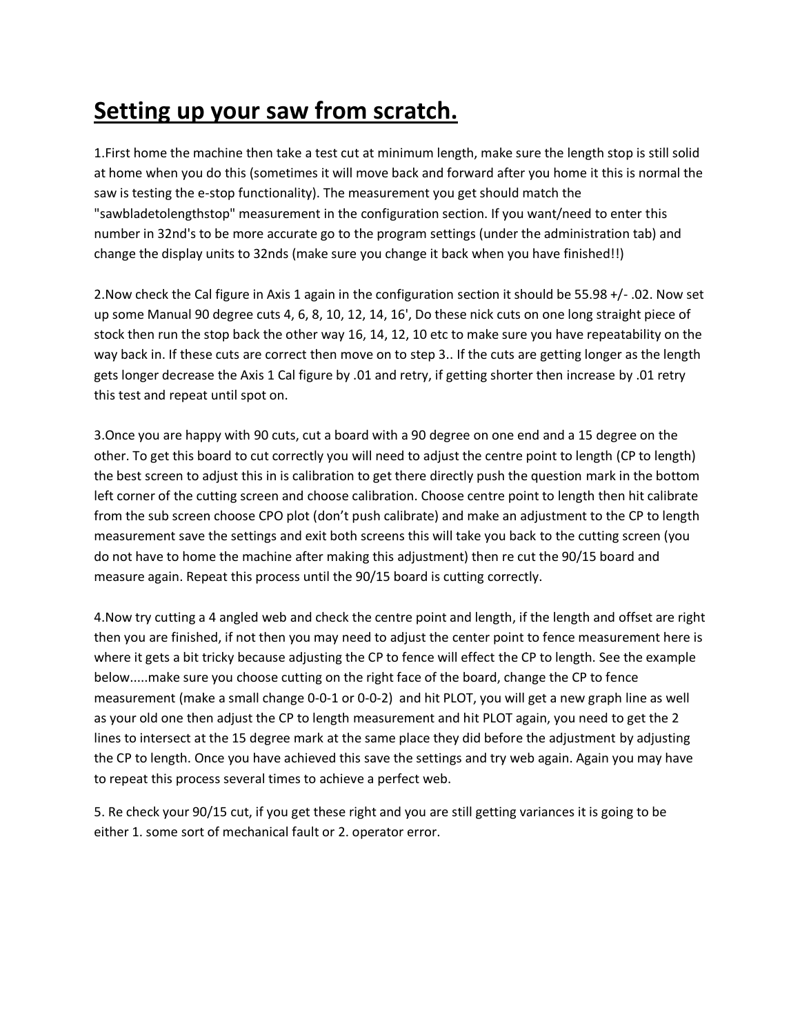# Setting up your saw from scratch.

1.First home the machine then take a test cut at minimum length, make sure the length stop is still solid at home when you do this (sometimes it will move back and forward after you home it this is normal the saw is testing the e-stop functionality). The measurement you get should match the "sawbladetolengthstop" measurement in the configuration section. If you want/need to enter this number in 32nd's to be more accurate go to the program settings (under the administration tab) and change the display units to 32nds (make sure you change it back when you have finished!!)

2.Now check the Cal figure in Axis 1 again in the configuration section it should be 55.98 +/- .02. Now set up some Manual 90 degree cuts 4, 6, 8, 10, 12, 14, 16', Do these nick cuts on one long straight piece of stock then run the stop back the other way 16, 14, 12, 10 etc to make sure you have repeatability on the way back in. If these cuts are correct then move on to step 3.. If the cuts are getting longer as the length gets longer decrease the Axis 1 Cal figure by .01 and retry, if getting shorter then increase by .01 retry this test and repeat until spot on.

3.Once you are happy with 90 cuts, cut a board with a 90 degree on one end and a 15 degree on the other. To get this board to cut correctly you will need to adjust the centre point to length (CP to length) the best screen to adjust this in is calibration to get there directly push the question mark in the bottom left corner of the cutting screen and choose calibration. Choose centre point to length then hit calibrate from the sub screen choose CPO plot (don't push calibrate) and make an adjustment to the CP to length measurement save the settings and exit both screens this will take you back to the cutting screen (you do not have to home the machine after making this adjustment) then re cut the 90/15 board and measure again. Repeat this process until the 90/15 board is cutting correctly.

4.Now try cutting a 4 angled web and check the centre point and length, if the length and offset are right then you are finished, if not then you may need to adjust the center point to fence measurement here is where it gets a bit tricky because adjusting the CP to fence will effect the CP to length. See the example below.....make sure you choose cutting on the right face of the board, change the CP to fence measurement (make a small change 0-0-1 or 0-0-2) and hit PLOT, you will get a new graph line as well as your old one then adjust the CP to length measurement and hit PLOT again, you need to get the 2 lines to intersect at the 15 degree mark at the same place they did before the adjustment by adjusting the CP to length. Once you have achieved this save the settings and try web again. Again you may have to repeat this process several times to achieve a perfect web.

5. Re check your 90/15 cut, if you get these right and you are still getting variances it is going to be either 1. some sort of mechanical fault or 2. operator error.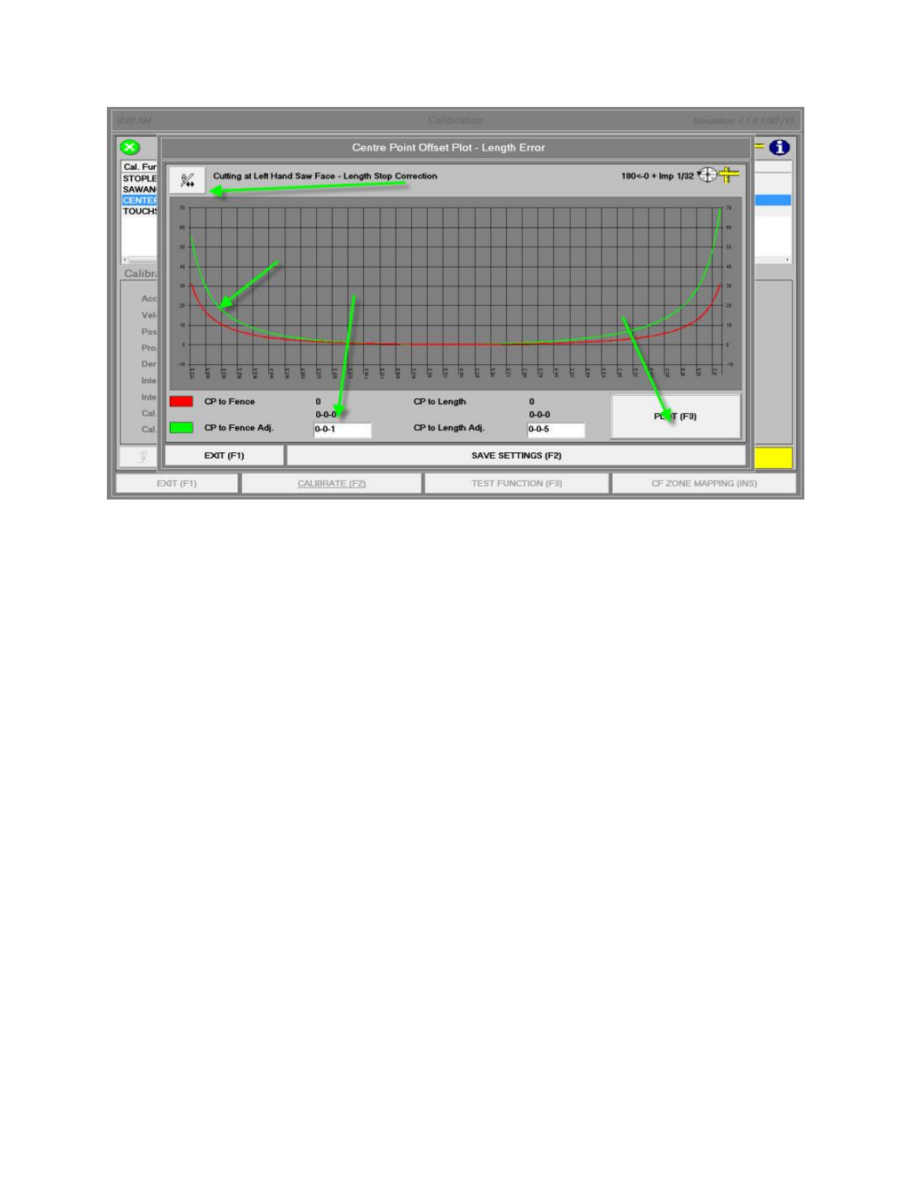Centre Point Offset Plot - Length Error

Cutting at Left Hand Saw Face - Length Stop Correction

180<-0 + Imp 1/32

CP to Fence 0

0-0-0

CP to Fence Adj. 0-0-1

CP to Length 0

0-0-0

CP to Length Adj. 0-0-5

PLOT (F3)

EXIT (F1)

SAVE SETTINGS (F2)

EXIT (F1)

CALIBRATE (F2)

TEST FUNCTION (F3)

CF ZONE MAPPING (INS)